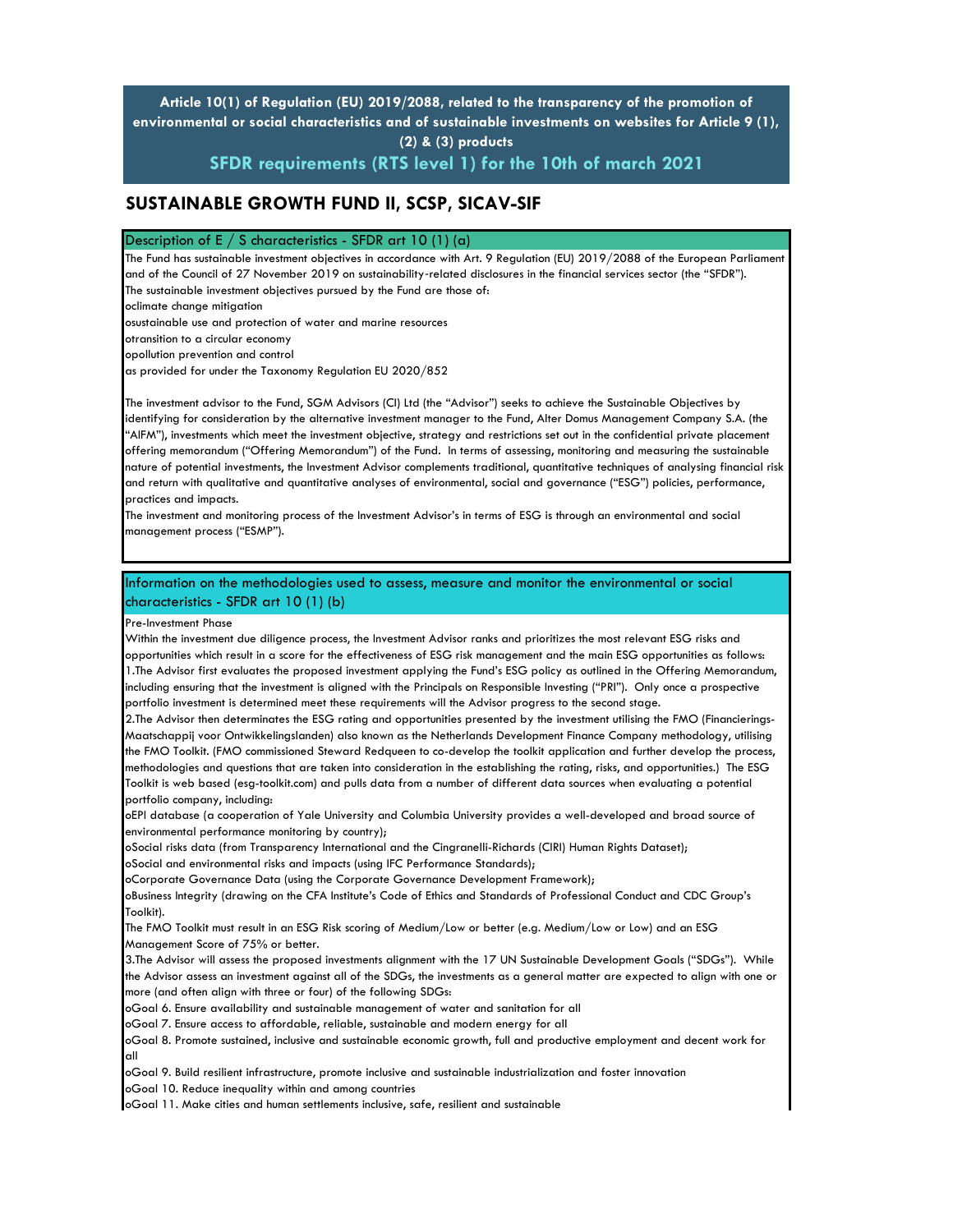**Article 10(1) of Regulation (EU) 2019/2088, related to the transparency of the promotion of environmental or social characteristics and of sustainable investments on websites for Article 9 (1), (2) & (3) products**

**SFDR requirements (RTS level 1) for the 10th of march 2021**

# SUSTAINABLE GROWTH FUND II, SCSP, SICAV-SIF

## Description of E / S characteristics - SFDR art 10 (1) (a)

The Fund has sustainable investment objectives in accordance with Art. 9 Regulation (EU) 2019/2088 of the European Parliament and of the Council of 27 November 2019 on sustainability-related disclosures in the financial services sector (the "SFDR").

The sustainable investment objectives pursued by the Fund are those of:

oclimate change mitigation

osustainable use and protection of water and marine resources

otransition to a circular economy

opollution prevention and control

as provided for under the Taxonomy Regulation EU 2020/852

The investment advisor to the Fund, SGM Advisors (CI) Ltd (the "Advisor") seeks to achieve the Sustainable Objectives by identifying for consideration by the alternative investment manager to the Fund, Alter Domus Management Company S.A. (the "AIFM"), investments which meet the investment objective, strategy and restrictions set out in the confidential private placement offering memorandum ("Offering Memorandum") of the Fund. In terms of assessing, monitoring and measuring the sustainable nature of potential investments, the Investment Advisor complements traditional, quantitative techniques of analysing financial risk and return with qualitative and quantitative analyses of environmental, social and governance ("ESG") policies, performance, practices and impacts.

The investment and monitoring process of the Investment Advisor's in terms of ESG is through an environmental and social management process ("ESMP").

## Information on the methodologies used to assess, measure and monitor the environmental or social characteristics - SFDR art 10 (1) (b)

Pre-Investment Phase

Within the investment due diligence process, the Investment Advisor ranks and prioritizes the most relevant ESG risks and opportunities which result in a score for the effectiveness of ESG risk management and the main ESG opportunities as follows:

1.The Advisor first evaluates the proposed investment applying the Fund's ESG policy as outlined in the Offering Memorandum, including ensuring that the investment is aligned with the Principals on Responsible Investing ("PRI"). Only once a prospective portfolio investment is determined meet these requirements will the Advisor progress to the second stage.

2.The Advisor then determinates the ESG rating and opportunities presented by the investment utilising the FMO (Financierings-Maatschappij voor Ontwikkelingslanden) also known as the Netherlands Development Finance Company methodology, utilising the FMO Toolkit. (FMO commissioned Steward Redqueen to co-develop the toolkit application and further develop the process, methodologies and questions that are taken into consideration in the establishing the rating, risks, and opportunities.) The ESG Toolkit is web based (esg-toolkit.com) and pulls data from a number of different data sources when evaluating a potential portfolio company, including:

oEPI database (a cooperation of Yale University and Columbia University provides a well-developed and broad source of environmental performance monitoring by country);

oSocial risks data (from Transparency International and the Cingranelli-Richards (CIRI) Human Rights Dataset);

oSocial and environmental risks and impacts (using IFC Performance Standards);

oCorporate Governance Data (using the Corporate Governance Development Framework);

oBusiness Integrity (drawing on the CFA Institute's Code of Ethics and Standards of Professional Conduct and CDC Group's Toolkit).

The FMO Toolkit must result in an ESG Risk scoring of Medium/Low or better (e.g. Medium/Low or Low) and an ESG Management Score of 75% or better.

3.The Advisor will assess the proposed investments alignment with the 17 UN Sustainable Development Goals ("SDGs"). While the Advisor assess an investment against all of the SDGs, the investments as a general matter are expected to align with one or more (and often align with three or four) of the following SDGs:

oGoal 6. Ensure availability and sustainable management of water and sanitation for all

oGoal 7. Ensure access to affordable, reliable, sustainable and modern energy for all

oGoal 8. Promote sustained, inclusive and sustainable economic growth, full and productive employment and decent work for all

oGoal 9. Build resilient infrastructure, promote inclusive and sustainable industrialization and foster innovation

oGoal 10. Reduce inequality within and among countries

oGoal 11. Make cities and human settlements inclusive, safe, resilient and sustainable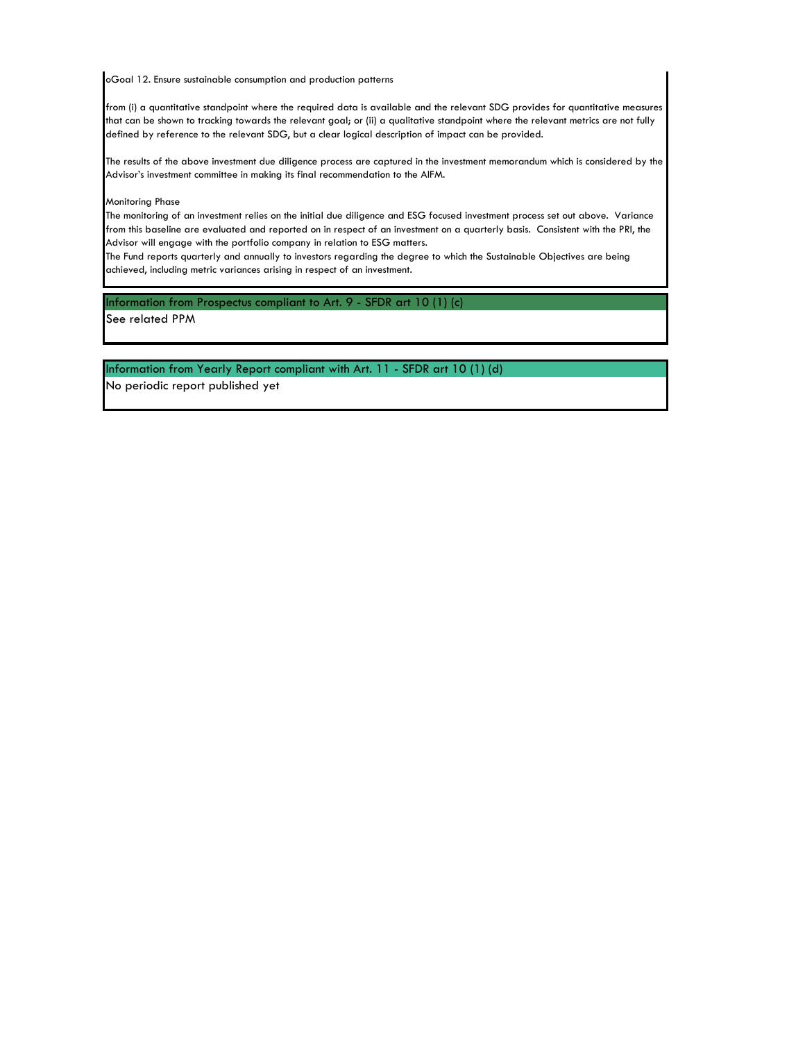oGoal 12. Ensure sustainable consumption and production patterns

from (i) a quantitative standpoint where the required data is available and the relevant SDG provides for quantitative measures that can be shown to tracking towards the relevant goal; or (ii) a qualitative standpoint where the relevant metrics are not fully defined by reference to the relevant SDG, but a clear logical description of impact can be provided.

The results of the above investment due diligence process are captured in the investment memorandum which is considered by the Advisor's investment committee in making its final recommendation to the AIFM.

Monitoring Phase

The monitoring of an investment relies on the initial due diligence and ESG focused investment process set out above. Variance from this baseline are evaluated and reported on in respect of an investment on a quarterly basis. Consistent with the PRI, the Advisor will engage with the portfolio company in relation to ESG matters.

The Fund reports quarterly and annually to investors regarding the degree to which the Sustainable Objectives are being achieved, including metric variances arising in respect of an investment.

## Information from Prospectus compliant to Art. 9 - SFDR art 10 (1) (c)

See related PPM

## Information from Yearly Report compliant with Art. 11 - SFDR art 10 (1) (d)

No periodic report published yet